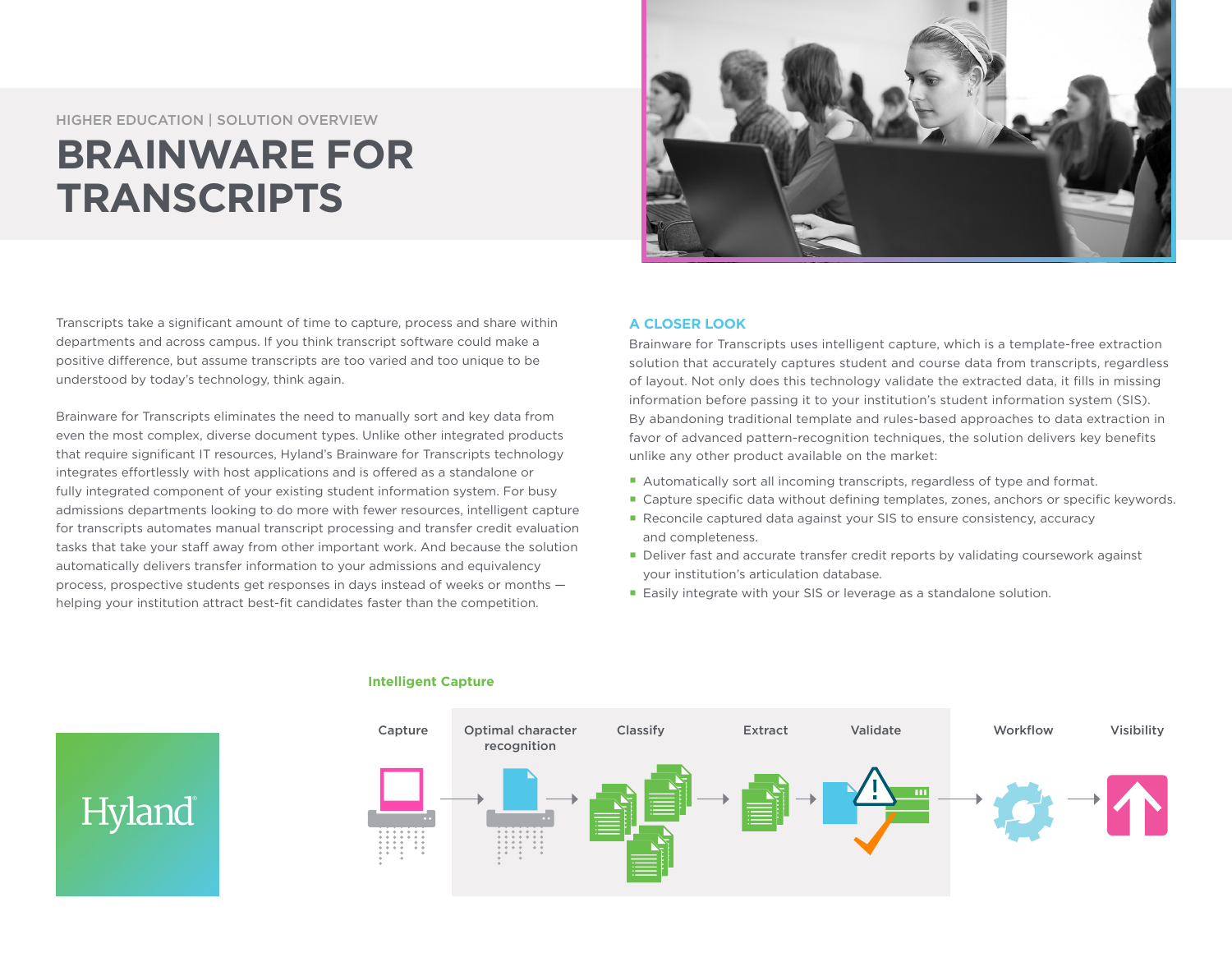HIGHER EDUCATION | SOLUTION OVERVIEW

# BRAINWARE FOR TRANSCRIPTS

Transcripts take a significant amount of time to capture, process and share within departments and across campus. If you think transcript software could make a positive difference, but assume transcripts are too varied and too unique to be understood by today's technology, think again.

Brainware for Transcripts eliminates the need to manually sort and key data from even the most complex, diverse document types. Unlike other integrated products that require significant IT resources, Hyland's Brainware for Transcripts technology integrates effortlessly with host applications and is offered as a standalone or fully integrated component of your existing student information system. For busy admissions departments looking to do more with fewer resources, intelligent capture for transcripts automates manual transcript processing and transfer credit evaluation tasks that take your staff away from other important work. And because the solution automatically delivers transfer information to your admissions and equivalency process, prospective students get responses in days instead of weeks or months — helping your institution attract best-fit candidates faster than the competition.

## A CLOSER LOOK

Brainware for Transcripts uses intelligent capture, which is a template-free extraction solution that accurately captures student and course data from transcripts, regardless of layout. Not only does this technology validate the extracted data, it fills in missing information before passing it to your institution's student information system (SIS). By abandoning traditional template and rules-based approaches to data extraction in favor of advanced pattern-recognition techniques, the solution delivers key benefits unlike any other product available on the market:

- Automatically sort all incoming transcripts, regardless of type and format.
- Capture specific data without defining templates, zones, anchors or specific keywords.
- Reconcile captured data against your SIS to ensure consistency, accuracy and completeness.
- Deliver fast and accurate transfer credit reports by validating coursework against your institution's articulation database.
- Easily integrate with your SIS or leverage as a standalone solution.

**Intelligent Capture**

Capture → Optimal character recognition → Classify → Extract → Validate → Workflow → Visibility

Hyland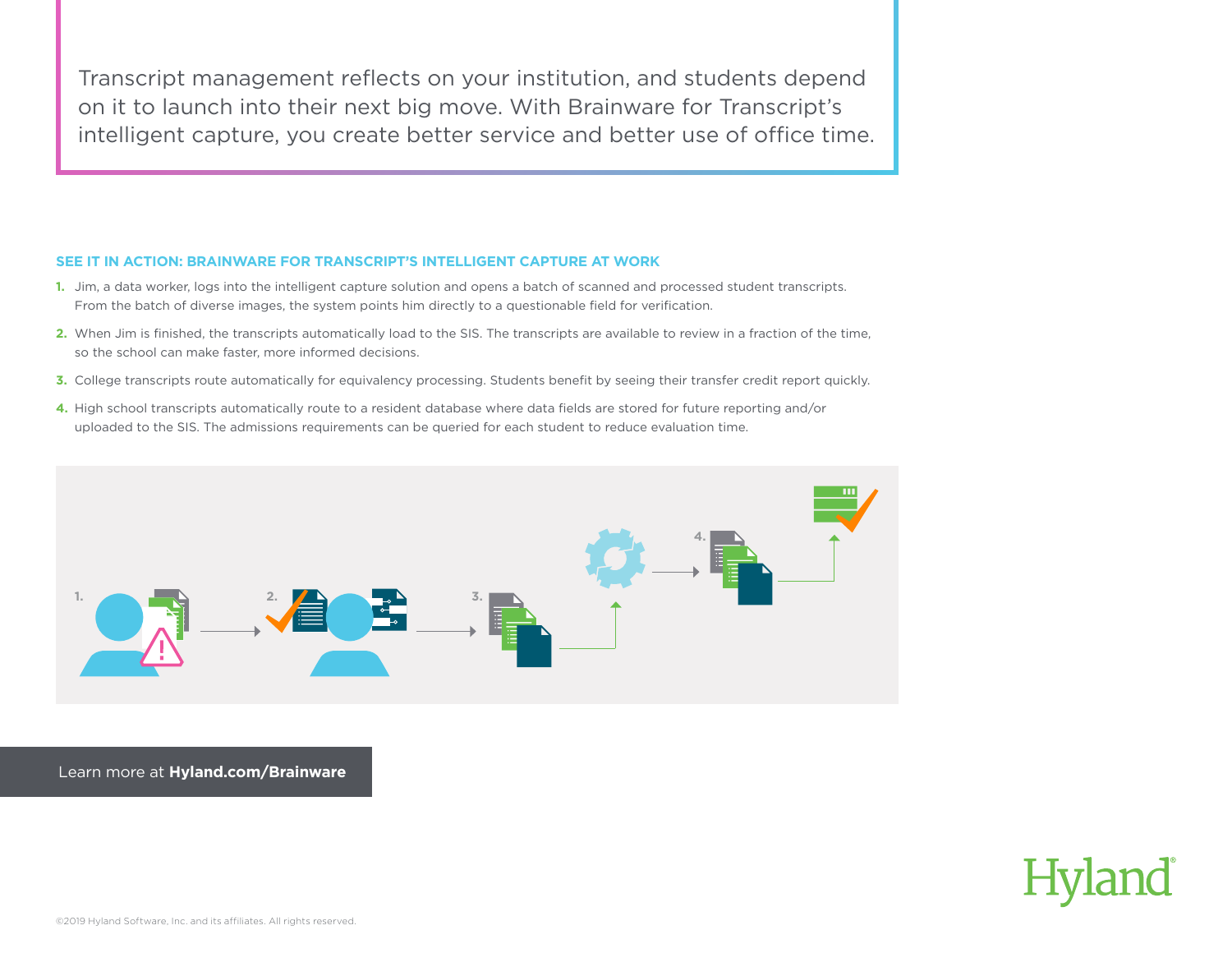Transcript management reflects on your institution, and students depend on it to launch into their next big move. With Brainware for Transcript's intelligent capture, you create better service and better use of office time.

## SEE IT IN ACTION: BRAINWARE FOR TRANSCRIPT'S INTELLIGENT CAPTURE AT WORK

1. Jim, a data worker, logs into the intelligent capture solution and opens a batch of scanned and processed student transcripts. From the batch of diverse images, the system points him directly to a questionable field for verification.
2. When Jim is finished, the transcripts automatically load to the SIS. The transcripts are available to review in a fraction of the time, so the school can make faster, more informed decisions.
3. College transcripts route automatically for equivalency processing. Students benefit by seeing their transfer credit report quickly.
4. High school transcripts automatically route to a resident database where data fields are stored for future reporting and/or uploaded to the SIS. The admissions requirements can be queried for each student to reduce evaluation time.

1.

2.

3.

4.

Learn more at **Hyland.com/Brainware**

Hyland

©2019 Hyland Software, Inc. and its affiliates. All rights reserved.